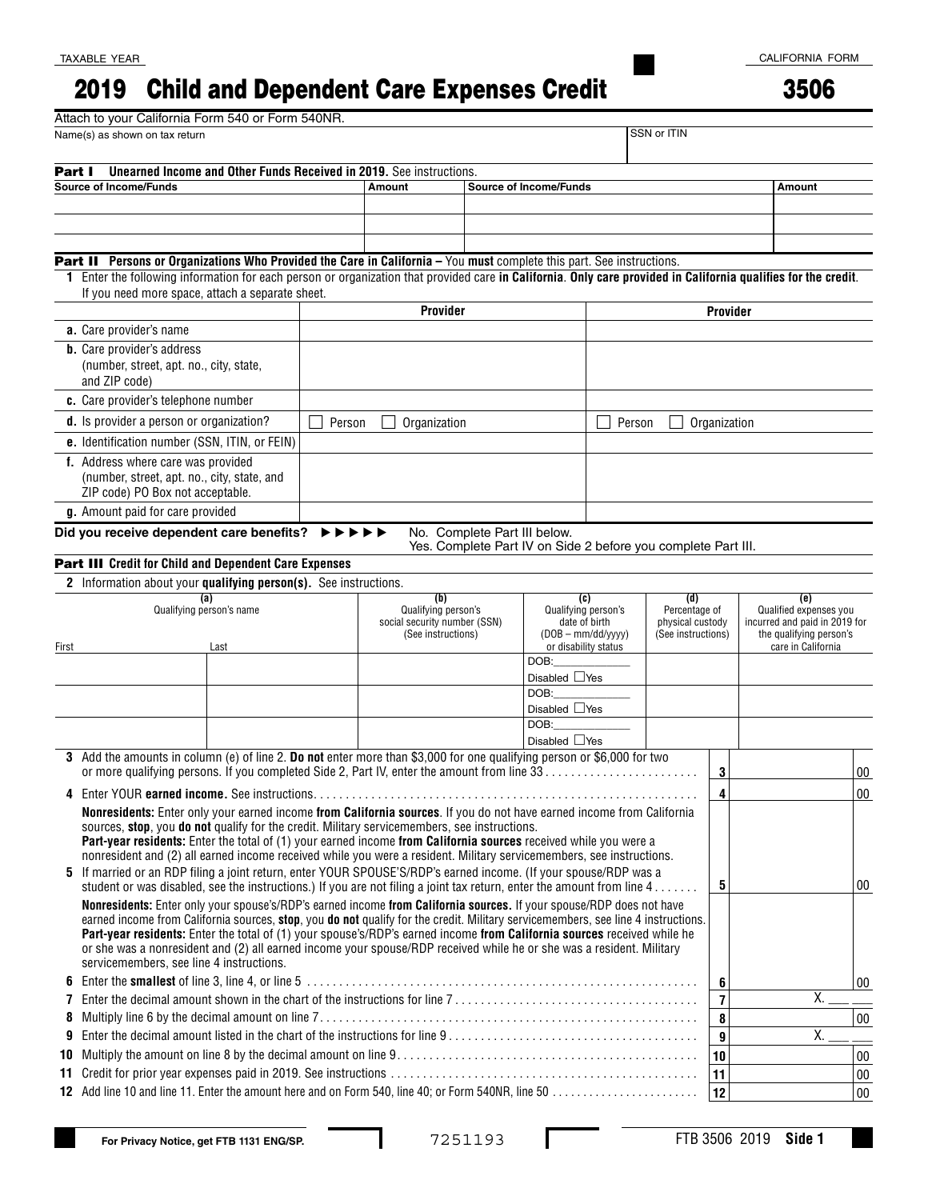TAXABLE YEAR

# 2019 Child and Dependent Care Expenses Credit

CALIFORNIA FORM

# 3506

Attach to your California Form 540 or Form 540NR.

| Name(s) as shown on tax return | SSN or ITIN |
|---|---|
| | |

**Part I Unearned Income and Other Funds Received in 2019.** See instructions.

| Source of Income/Funds | Amount | Source of Income/Funds | Amount |
|---|---|---|---|
| | | | |
| | | | |
| | | | |

**Part II Persons or Organizations Who Provided the Care in California –** You **must** complete this part. See instructions.

**1** Enter the following information for each person or organization that provided care **in California**. **Only care provided in California qualifies for the credit**. If you need more space, attach a separate sheet.

| | Provider | Provider |
|---|---|---|
| **a.** Care provider's name | | |
| **b.** Care provider's address (number, street, apt. no., city, state, and ZIP code) | | |
| **c.** Care provider's telephone number | | |
| **d.** Is provider a person or organization? | ☐ Person ☐ Organization | ☐ Person ☐ Organization |
| **e.** Identification number (SSN, ITIN, or FEIN) | | |
| **f.** Address where care was provided (number, street, apt. no., city, state, and ZIP code) PO Box not acceptable. | | |
| **g.** Amount paid for care provided | | |

**Did you receive dependent care benefits?** ►►►►► No. Complete Part III below.
Yes. Complete Part IV on Side 2 before you complete Part III.

**Part III Credit for Child and Dependent Care Expenses**

**2** Information about your **qualifying person(s).** See instructions.

| (a) Qualifying person's name First | Last | (b) Qualifying person's social security number (SSN) (See instructions) | (c) Qualifying person's date of birth (DOB – mm/dd/yyyy) or disability status | (d) Percentage of physical custody (See instructions) | (e) Qualified expenses you incurred and paid in 2019 for the qualifying person's care in California |
|---|---|---|---|---|---|
| | | | DOB:\_\_\_\_\_\_ Disabled ☐Yes | | |
| | | | DOB:\_\_\_\_\_\_ Disabled ☐Yes | | |
| | | | DOB:\_\_\_\_\_\_ Disabled ☐Yes | | |

**3** Add the amounts in column (e) of line 2. **Do not** enter more than $3,000 for one qualifying person or $6,000 for two or more qualifying persons. If you completed Side 2, Part IV, enter the amount from line 33 . . . . . **3** ______ 00

**4** Enter YOUR **earned income.** See instructions. . . . . . **4** ______ 00

**Nonresidents:** Enter only your earned income **from California sources**. If you do not have earned income from California sources, **stop**, you **do not** qualify for the credit. Military servicemembers, see instructions.
**Part-year residents:** Enter the total of (1) your earned income **from California sources** received while you were a nonresident and (2) all earned income received while you were a resident. Military servicemembers, see instructions.

**5** If married or an RDP filing a joint return, enter YOUR SPOUSE'S/RDP'S earned income. (If your spouse/RDP was a student or was disabled, see the instructions.) If you are not filing a joint tax return, enter the amount from line 4 . . . . . **5** ______ 00

**Nonresidents:** Enter only your spouse's/RDP's earned income **from California sources.** If your spouse/RDP does not have earned income from California sources, **stop**, you **do not** qualify for the credit. Military servicemembers, see line 4 instructions.
**Part-year residents:** Enter the total of (1) your spouse's/RDP's earned income **from California sources** received while he or she was a nonresident and (2) all earned income your spouse/RDP received while he or she was a resident. Military servicemembers, see line 4 instructions.

**6** Enter the **smallest** of line 3, line 4, or line 5 . . . . . **6** ______ 00

**7** Enter the decimal amount shown in the chart of the instructions for line 7 . . . . . **7** X. \_\_ \_\_

**8** Multiply line 6 by the decimal amount on line 7. . . . . **8** ______ 00

**9** Enter the decimal amount listed in the chart of the instructions for line 9 . . . . . **9** X. \_\_ \_\_

**10** Multiply the amount on line 8 by the decimal amount on line 9. . . . . **10** ______ 00

**11** Credit for prior year expenses paid in 2019. See instructions . . . . . **11** ______ 00

**12** Add line 10 and line 11. Enter the amount here and on Form 540, line 40; or Form 540NR, line 50 . . . . . **12** ______ 00

For Privacy Notice, get FTB 1131 ENG/SP.

7251193

FTB 3506 2019 Side 1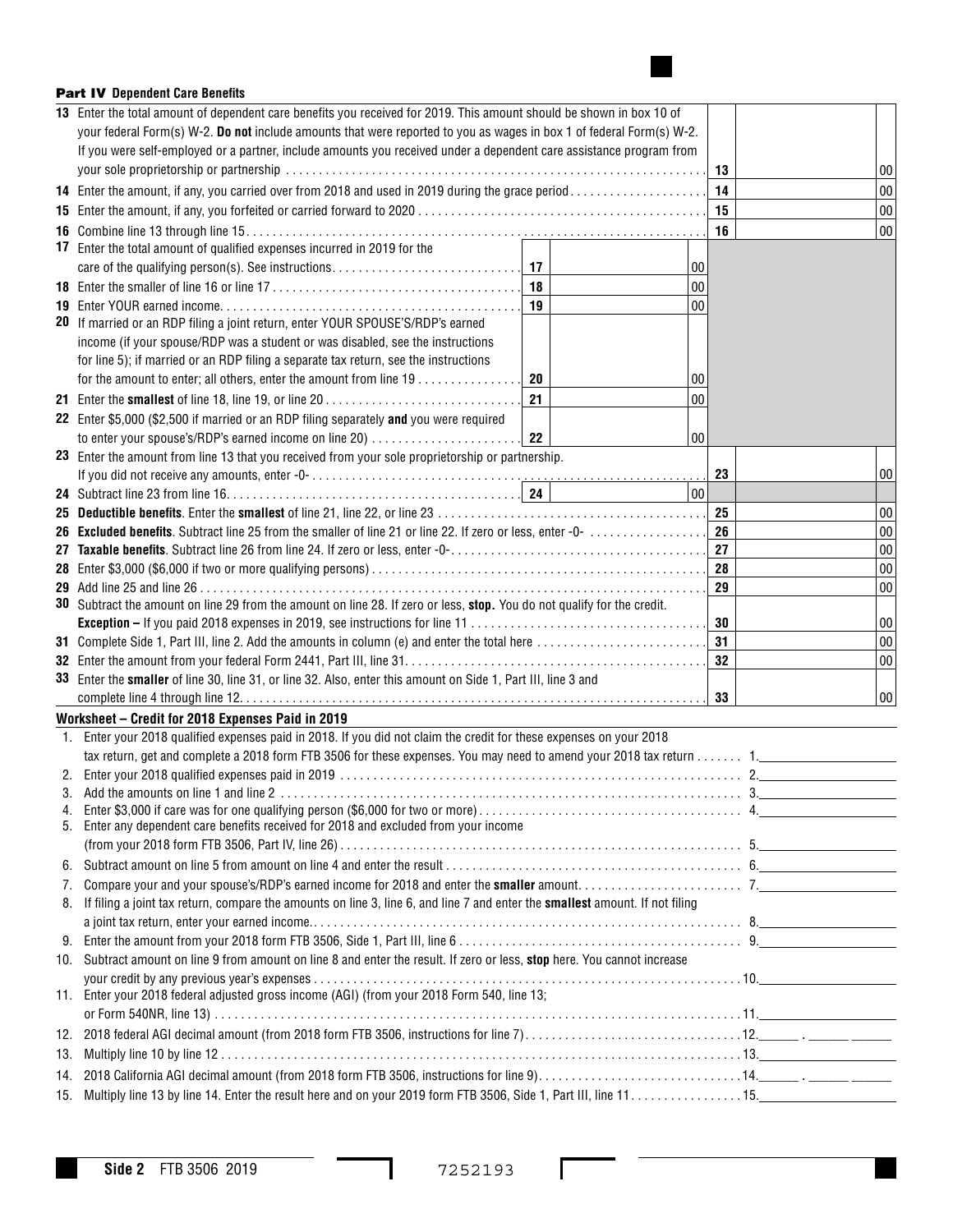## Part IV Dependent Care Benefits

| | | | | | |
|---|---|---|---|---|---|
| **13** Enter the total amount of dependent care benefits you received for 2019. This amount should be shown in box 10 of your federal Form(s) W-2. **Do not** include amounts that were reported to you as wages in box 1 of federal Form(s) W-2. If you were self-employed or a partner, include amounts you received under a dependent care assistance program from your sole proprietorship or partnership | | | 13 | | 00 |
| **14** Enter the amount, if any, you carried over from 2018 and used in 2019 during the grace period | | | 14 | | 00 |
| **15** Enter the amount, if any, you forfeited or carried forward to 2020 | | | 15 | | 00 |
| **16** Combine line 13 through line 15 | | | 16 | | 00 |
| **17** Enter the total amount of qualified expenses incurred in 2019 for the care of the qualifying person(s). See instructions | 17 | 00 | | | |
| **18** Enter the smaller of line 16 or line 17 | 18 | 00 | | | |
| **19** Enter YOUR earned income | 19 | 00 | | | |
| **20** If married or an RDP filing a joint return, enter YOUR SPOUSE'S/RDP's earned income (if your spouse/RDP was a student or was disabled, see the instructions for line 5); if married or an RDP filing a separate tax return, see the instructions for the amount to enter; all others, enter the amount from line 19 | 20 | 00 | | | |
| **21** Enter the **smallest** of line 18, line 19, or line 20 | 21 | 00 | | | |
| **22** Enter $5,000 ($2,500 if married or an RDP filing separately **and** you were required to enter your spouse's/RDP's earned income on line 20) | 22 | 00 | | | |
| **23** Enter the amount from line 13 that you received from your sole proprietorship or partnership. If you did not receive any amounts, enter -0- | | | 23 | | 00 |
| **24** Subtract line 23 from line 16 | 24 | 00 | | | |
| **25** **Deductible benefits**. Enter the **smallest** of line 21, line 22, or line 23 | | | 25 | | 00 |
| **26** **Excluded benefits**. Subtract line 25 from the smaller of line 21 or line 22. If zero or less, enter -0- | | | 26 | | 00 |
| **27** **Taxable benefits**. Subtract line 26 from line 24. If zero or less, enter -0- | | | 27 | | 00 |
| **28** Enter $3,000 ($6,000 if two or more qualifying persons) | | | 28 | | 00 |
| **29** Add line 25 and line 26 | | | 29 | | 00 |
| **30** Subtract the amount on line 29 from the amount on line 28. If zero or less, **stop.** You do not qualify for the credit. **Exception –** If you paid 2018 expenses in 2019, see instructions for line 11 | | | 30 | | 00 |
| **31** Complete Side 1, Part III, line 2. Add the amounts in column (e) and enter the total here | | | 31 | | 00 |
| **32** Enter the amount from your federal Form 2441, Part III, line 31 | | | 32 | | 00 |
| **33** Enter the **smaller** of line 30, line 31, or line 32. Also, enter this amount on Side 1, Part III, line 3 and complete line 4 through line 12 | | | 33 | | 00 |

### Worksheet – Credit for 2018 Expenses Paid in 2019

1. Enter your 2018 qualified expenses paid in 2018. If you did not claim the credit for these expenses on your 2018 tax return, get and complete a 2018 form FTB 3506 for these expenses. You may need to amend your 2018 tax return ....... 1.______
2. Enter your 2018 qualified expenses paid in 2019 ....... 2.______
3. Add the amounts on line 1 and line 2 ....... 3.______
4. Enter $3,000 if care was for one qualifying person ($6,000 for two or more) ....... 4.______
5. Enter any dependent care benefits received for 2018 and excluded from your income (from your 2018 form FTB 3506, Part IV, line 26) ....... 5.______
6. Subtract amount on line 5 from amount on line 4 and enter the result ....... 6.______
7. Compare your and your spouse's/RDP's earned income for 2018 and enter the **smaller** amount ....... 7.______
8. If filing a joint tax return, compare the amounts on line 3, line 6, and line 7 and enter the **smallest** amount. If not filing a joint tax return, enter your earned income ....... 8.______
9. Enter the amount from your 2018 form FTB 3506, Side 1, Part III, line 6 ....... 9.______
10. Subtract amount on line 9 from amount on line 8 and enter the result. If zero or less, **stop** here. You cannot increase your credit by any previous year's expenses ....... 10.______
11. Enter your 2018 federal adjusted gross income (AGI) (from your 2018 Form 540, line 13; or Form 540NR, line 13) ....... 11.______
12. 2018 federal AGI decimal amount (from 2018 form FTB 3506, instructions for line 7) ....... 12.______ . ______
13. Multiply line 10 by line 12 ....... 13.______
14. 2018 California AGI decimal amount (from 2018 form FTB 3506, instructions for line 9) ....... 14.______ . ______
15. Multiply line 13 by line 14. Enter the result here and on your 2019 form FTB 3506, Side 1, Part III, line 11 ....... 15.______

Side 2 FTB 3506 2019 7252193